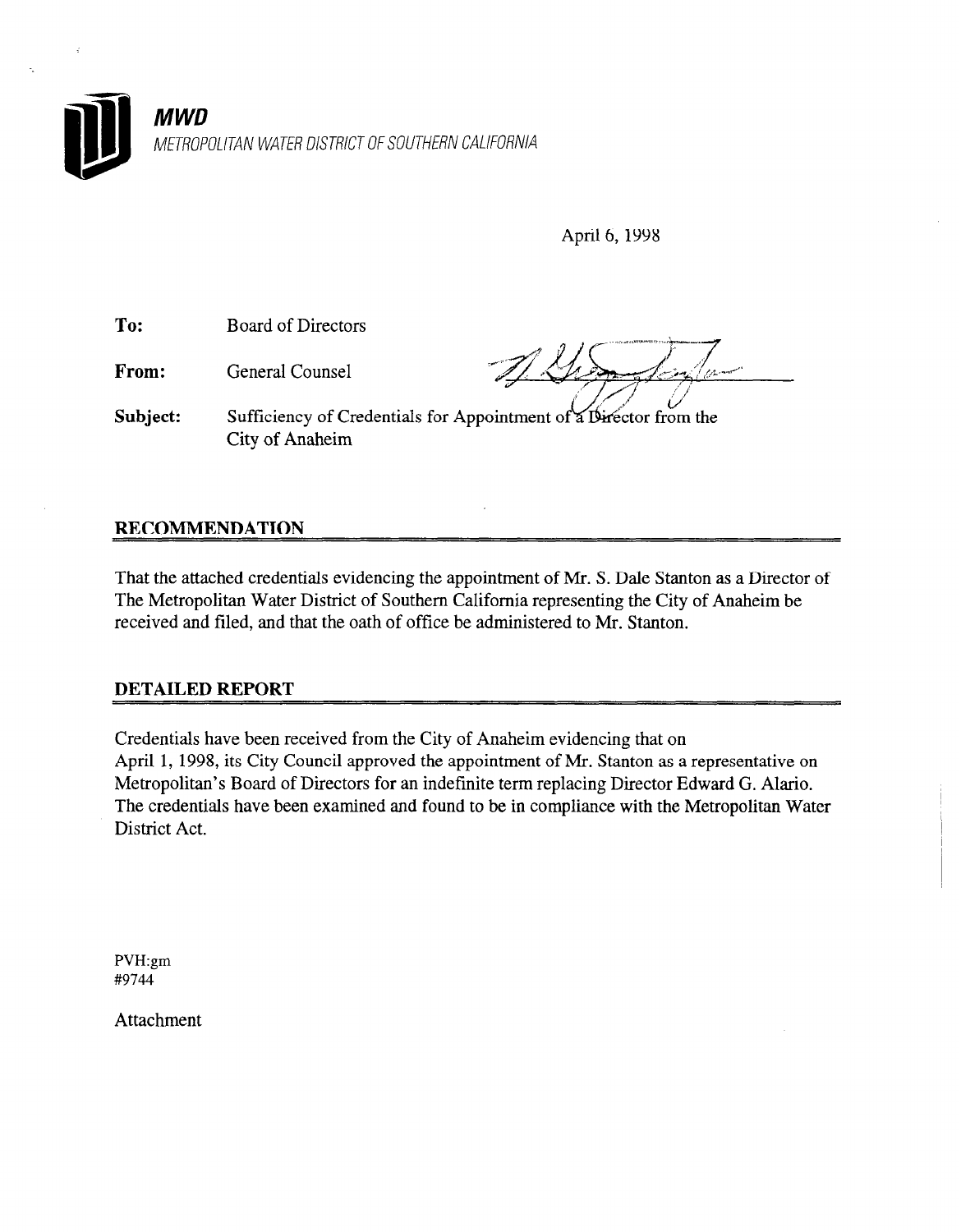**MWD**

METROPOLITAN WATER DISTRICT OF SOUTHERN CALIFORNIA

April 6, 1998

**To:** Board of Directors

**From:** General Counsel

**Subject:** Sufficiency of Credentials for Appointment of a Director from the City of Anaheim

## RECOMMENDATION

That the attached credentials evidencing the appointment of Mr. S. Dale Stanton as a Director of The Metropolitan Water District of Southern California representing the City of Anaheim be received and filed, and that the oath of office be administered to Mr. Stanton.

## DETAILED REPORT

Credentials have been received from the City of Anaheim evidencing that on April 1, 1998, its City Council approved the appointment of Mr. Stanton as a representative on Metropolitan's Board of Directors for an indefinite term replacing Director Edward G. Alario. The credentials have been examined and found to be in compliance with the Metropolitan Water District Act.

PVH:gm
#9744

Attachment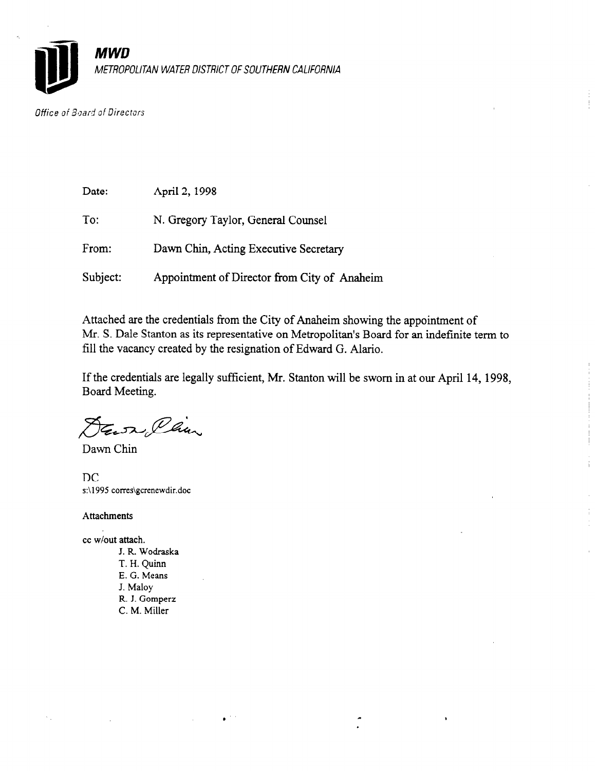# MWD

*METROPOLITAN WATER DISTRICT OF SOUTHERN CALIFORNIA*

*Office of Board of Directors*

Date: April 2, 1998

To: N. Gregory Taylor, General Counsel

From: Dawn Chin, Acting Executive Secretary

Subject: Appointment of Director from City of Anaheim

Attached are the credentials from the City of Anaheim showing the appointment of Mr. S. Dale Stanton as its representative on Metropolitan's Board for an indefinite term to fill the vacancy created by the resignation of Edward G. Alario.

If the credentials are legally sufficient, Mr. Stanton will be sworn in at our April 14, 1998, Board Meeting.

Dawn Chin

DC
s:\1995 corres\gcrenewdir.doc

Attachments

cc w/out attach.
- J. R. Wodraska
- T. H. Quinn
- E. G. Means
- J. Maloy
- R. J. Gomperz
- C. M. Miller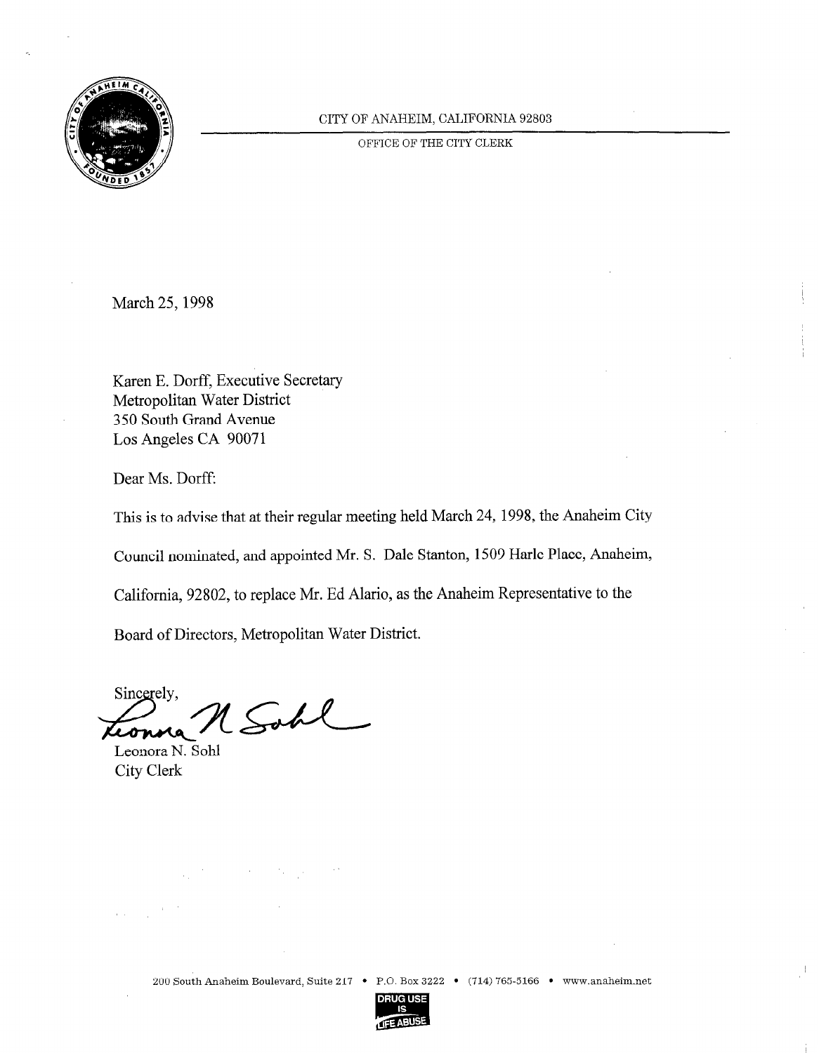CITY OF ANAHEIM, CALIFORNIA 92803

OFFICE OF THE CITY CLERK

March 25, 1998

Karen E. Dorff, Executive Secretary
Metropolitan Water District
350 South Grand Avenue
Los Angeles CA 90071

Dear Ms. Dorff:

This is to advise that at their regular meeting held March 24, 1998, the Anaheim City Council nominated, and appointed Mr. S. Dale Stanton, 1509 Harle Place, Anaheim, California, 92802, to replace Mr. Ed Alario, as the Anaheim Representative to the Board of Directors, Metropolitan Water District.

Sincerely,

Leonora N. Sohl
City Clerk

200 South Anaheim Boulevard, Suite 217 • P.O. Box 3222 • (714) 765-5166 • www.anaheim.net

DRUG USE IS LIFE ABUSE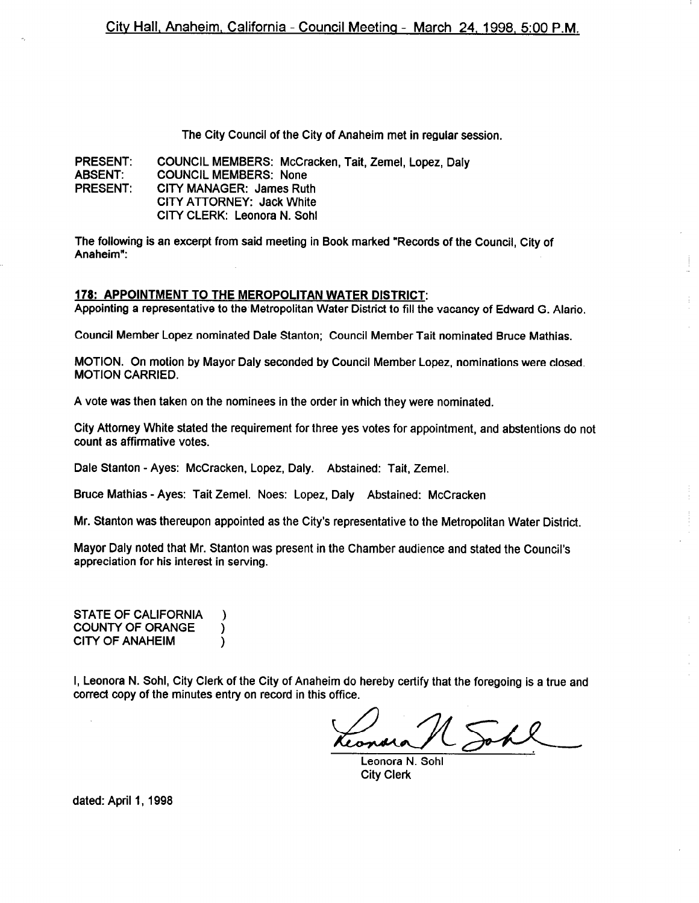City Hall, Anaheim, California - Council Meeting - March 24, 1998, 5:00 P.M.

The City Council of the City of Anaheim met in regular session.

PRESENT: COUNCIL MEMBERS: McCracken, Tait, Zemel, Lopez, Daly
ABSENT: COUNCIL MEMBERS: None
PRESENT: CITY MANAGER: James Ruth
CITY ATTORNEY: Jack White
CITY CLERK: Leonora N. Sohl

The following is an excerpt from said meeting in Book marked "Records of the Council, City of Anaheim":

**178: APPOINTMENT TO THE MEROPOLITAN WATER DISTRICT:**
Appointing a representative to the Metropolitan Water District to fill the vacancy of Edward G. Alario.

Council Member Lopez nominated Dale Stanton; Council Member Tait nominated Bruce Mathias.

MOTION. On motion by Mayor Daly seconded by Council Member Lopez, nominations were closed. MOTION CARRIED.

A vote was then taken on the nominees in the order in which they were nominated.

City Attorney White stated the requirement for three yes votes for appointment, and abstentions do not count as affirmative votes.

Dale Stanton - Ayes: McCracken, Lopez, Daly. Abstained: Tait, Zemel.

Bruce Mathias - Ayes: Tait Zemel. Noes: Lopez, Daly Abstained: McCracken

Mr. Stanton was thereupon appointed as the City's representative to the Metropolitan Water District.

Mayor Daly noted that Mr. Stanton was present in the Chamber audience and stated the Council's appreciation for his interest in serving.

STATE OF CALIFORNIA )
COUNTY OF ORANGE )
CITY OF ANAHEIM )

I, Leonora N. Sohl, City Clerk of the City of Anaheim do hereby certify that the foregoing is a true and correct copy of the minutes entry on record in this office.

Leonora N. Sohl
City Clerk

dated: April 1, 1998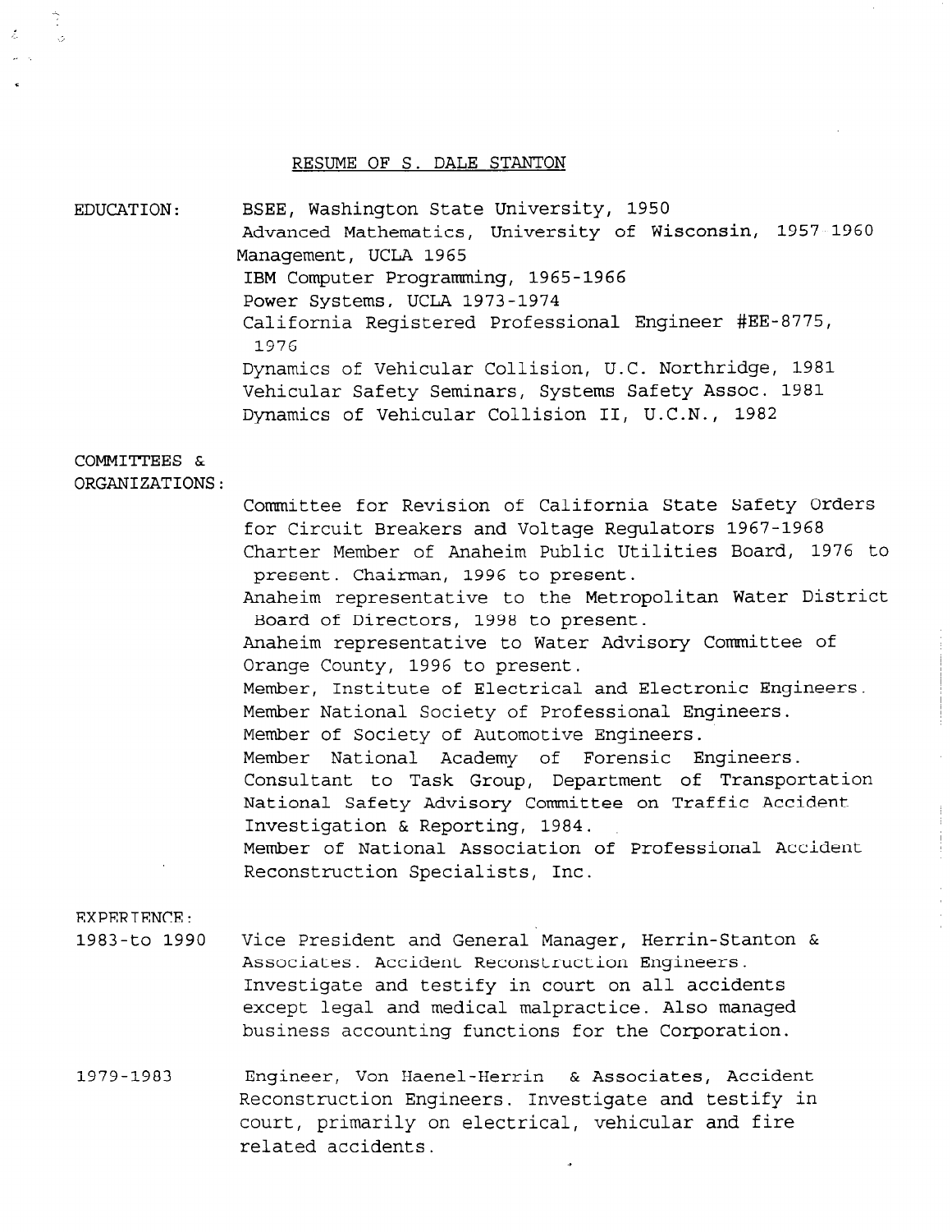RESUME OF S. DALE STANTON

**EDUCATION:**

BSEE, Washington State University, 1950
Advanced Mathematics, University of Wisconsin, 1957 1960
Management, UCLA 1965
IBM Computer Programming, 1965-1966
Power Systems, UCLA 1973-1974
California Registered Professional Engineer #EE-8775, 1976
Dynamics of Vehicular Collision, U.C. Northridge, 1981
Vehicular Safety Seminars, Systems Safety Assoc. 1981
Dynamics of Vehicular Collision II, U.C.N., 1982

**COMMITTEES & ORGANIZATIONS:**

Committee for Revision of California State Safety Orders for Circuit Breakers and Voltage Regulators 1967-1968
Charter Member of Anaheim Public Utilities Board, 1976 to present. Chairman, 1996 to present.
Anaheim representative to the Metropolitan Water District Board of Directors, 1998 to present.
Anaheim representative to Water Advisory Committee of Orange County, 1996 to present.
Member, Institute of Electrical and Electronic Engineers.
Member National Society of Professional Engineers.
Member of Society of Automotive Engineers.
Member National Academy of Forensic Engineers.
Consultant to Task Group, Department of Transportation National Safety Advisory Committee on Traffic Accident Investigation & Reporting, 1984.
Member of National Association of Professional Accident Reconstruction Specialists, Inc.

**EXPERIENCE:**

1983-to 1990 Vice President and General Manager, Herrin-Stanton & Associates. Accident Reconstruction Engineers. Investigate and testify in court on all accidents except legal and medical malpractice. Also managed business accounting functions for the Corporation.

1979-1983 Engineer, Von Haenel-Herrin & Associates, Accident Reconstruction Engineers. Investigate and testify in court, primarily on electrical, vehicular and fire related accidents.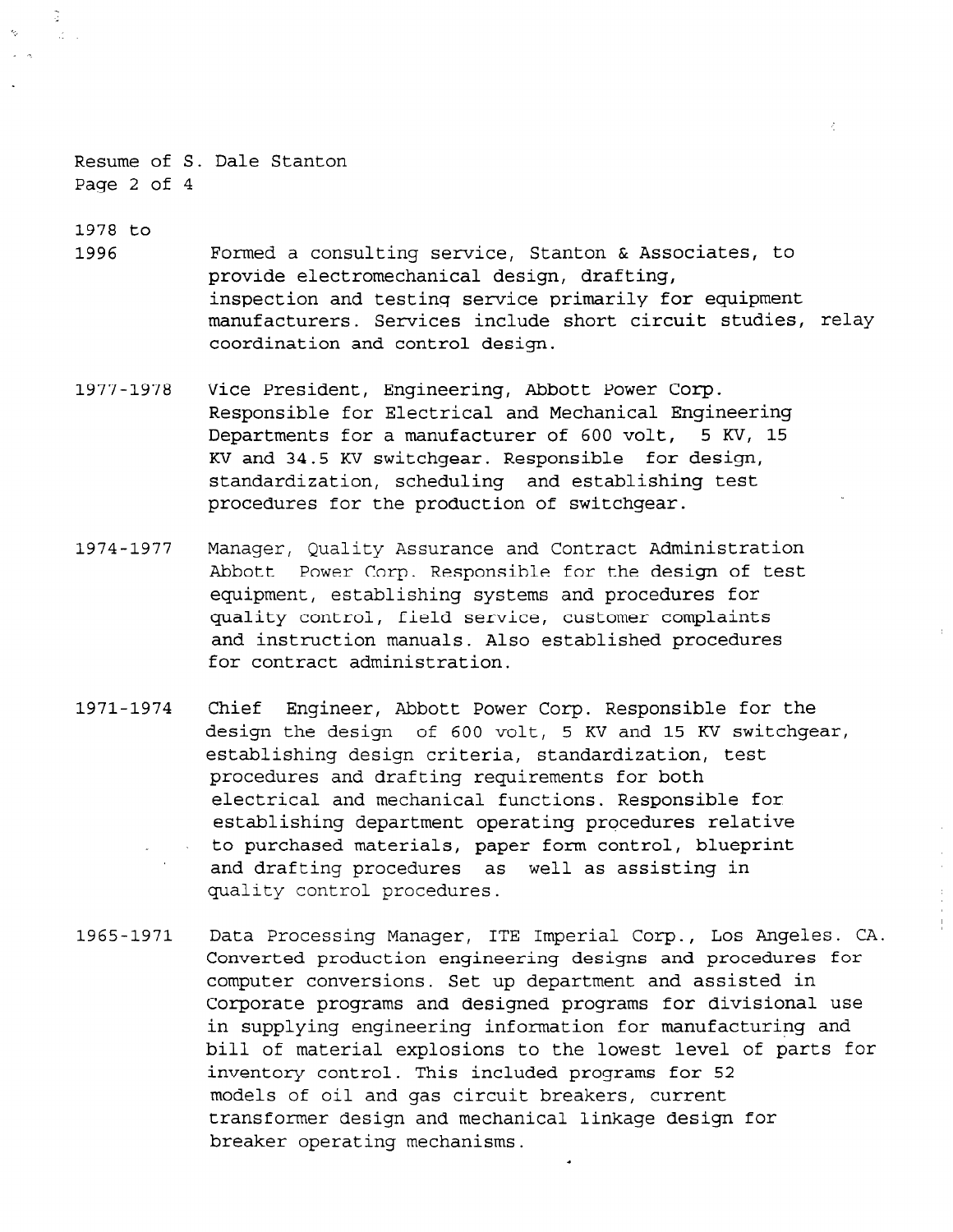Resume of S. Dale Stanton

**1978 to 1996**
Formed a consulting service, Stanton & Associates, to provide electromechanical design, drafting, inspection and testing service primarily for equipment manufacturers. Services include short circuit studies, relay coordination and control design.

**1977-1978**
Vice President, Engineering, Abbott Power Corp. Responsible for Electrical and Mechanical Engineering Departments for a manufacturer of 600 volt, 5 KV, 15 KV and 34.5 KV switchgear. Responsible for design, standardization, scheduling and establishing test procedures for the production of switchgear.

**1974-1977**
Manager, Quality Assurance and Contract Administration Abbott Power Corp. Responsible for the design of test equipment, establishing systems and procedures for quality control, field service, customer complaints and instruction manuals. Also established procedures for contract administration.

**1971-1974**
Chief Engineer, Abbott Power Corp. Responsible for the design the design of 600 volt, 5 KV and 15 KV switchgear, establishing design criteria, standardization, test procedures and drafting requirements for both electrical and mechanical functions. Responsible for establishing department operating procedures relative to purchased materials, paper form control, blueprint and drafting procedures as well as assisting in quality control procedures.

**1965-1971**
Data Processing Manager, ITE Imperial Corp., Los Angeles. CA. Converted production engineering designs and procedures for computer conversions. Set up department and assisted in Corporate programs and designed programs for divisional use in supplying engineering information for manufacturing and bill of material explosions to the lowest level of parts for inventory control. This included programs for 52 models of oil and gas circuit breakers, current transformer design and mechanical linkage design for breaker operating mechanisms.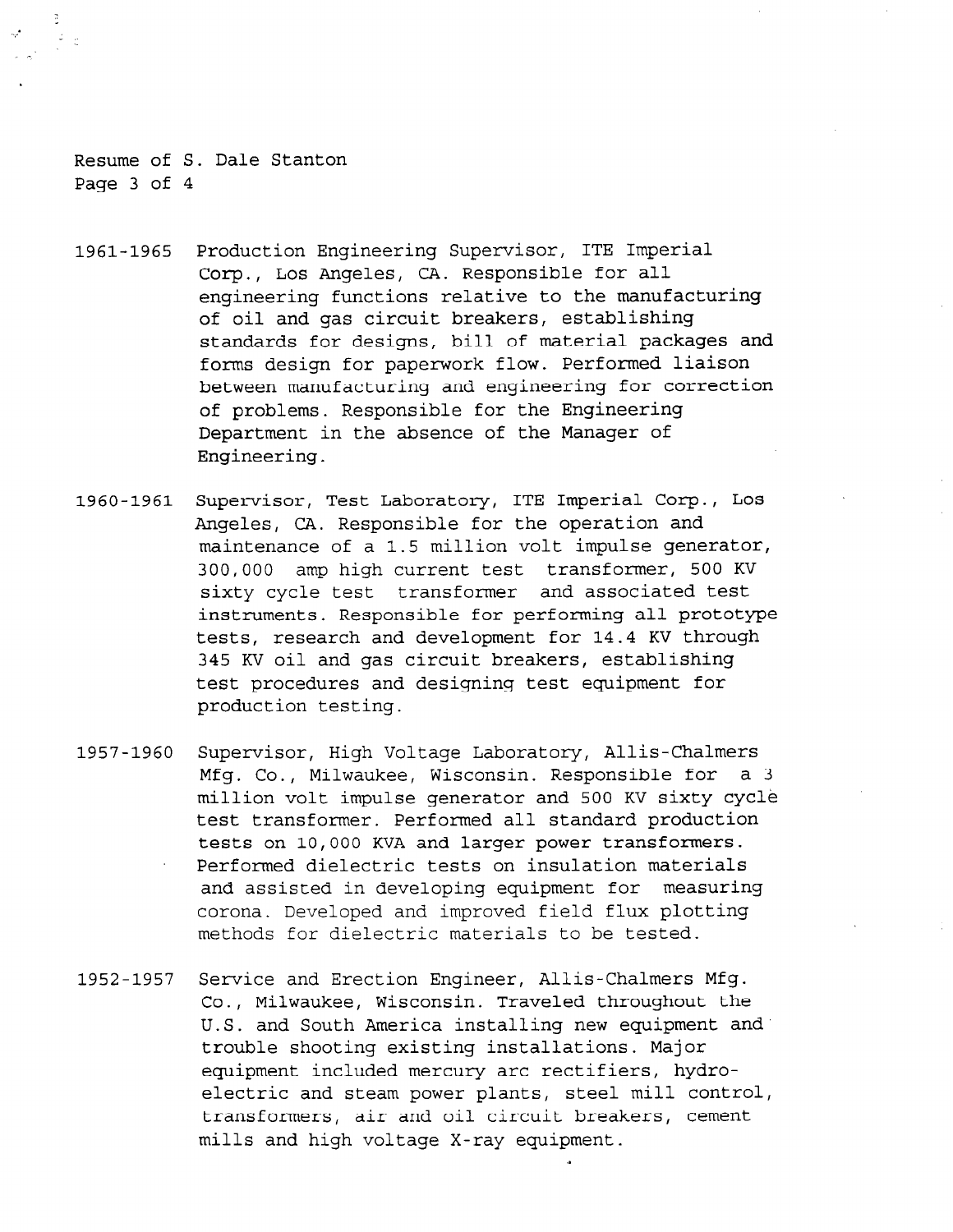1961-1965 Production Engineering Supervisor, ITE Imperial Corp., Los Angeles, CA. Responsible for all engineering functions relative to the manufacturing of oil and gas circuit breakers, establishing standards for designs, bill of material packages and forms design for paperwork flow. Performed liaison between manufacturing and engineering for correction of problems. Responsible for the Engineering Department in the absence of the Manager of Engineering.

1960-1961 Supervisor, Test Laboratory, ITE Imperial Corp., Los Angeles, CA. Responsible for the operation and maintenance of a 1.5 million volt impulse generator, 300,000 amp high current test transformer, 500 KV sixty cycle test transformer and associated test instruments. Responsible for performing all prototype tests, research and development for 14.4 KV through 345 KV oil and gas circuit breakers, establishing test procedures and designing test equipment for production testing.

1957-1960 Supervisor, High Voltage Laboratory, Allis-Chalmers Mfg. Co., Milwaukee, Wisconsin. Responsible for a 3 million volt impulse generator and 500 KV sixty cycle test transformer. Performed all standard production tests on 10,000 KVA and larger power transformers. Performed dielectric tests on insulation materials and assisted in developing equipment for measuring corona. Developed and improved field flux plotting methods for dielectric materials to be tested.

1952-1957 Service and Erection Engineer, Allis-Chalmers Mfg. Co., Milwaukee, Wisconsin. Traveled throughout the U.S. and South America installing new equipment and trouble shooting existing installations. Major equipment included mercury arc rectifiers, hydro-electric and steam power plants, steel mill control, transformers, air and oil circuit breakers, cement mills and high voltage X-ray equipment.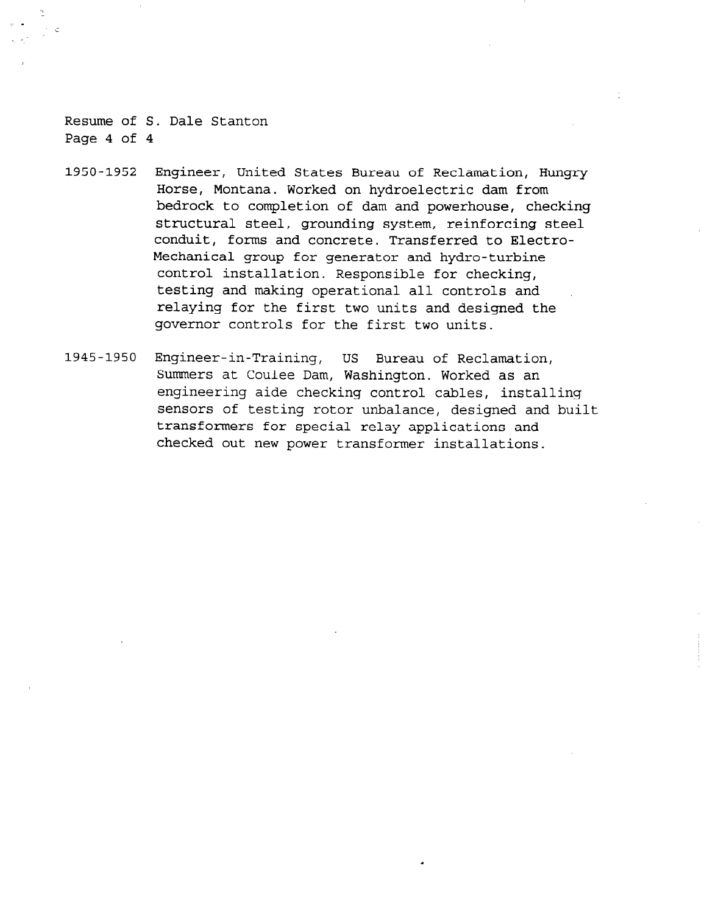1950-1952 Engineer, United States Bureau of Reclamation, Hungry Horse, Montana. Worked on hydroelectric dam from bedrock to completion of dam and powerhouse, checking structural steel, grounding system, reinforcing steel conduit, forms and concrete. Transferred to Electro-Mechanical group for generator and hydro-turbine control installation. Responsible for checking, testing and making operational all controls and relaying for the first two units and designed the governor controls for the first two units.

1945-1950 Engineer-in-Training, US Bureau of Reclamation, Summers at Coulee Dam, Washington. Worked as an engineering aide checking control cables, installing sensors of testing rotor unbalance, designed and built transformers for special relay applications and checked out new power transformer installations.